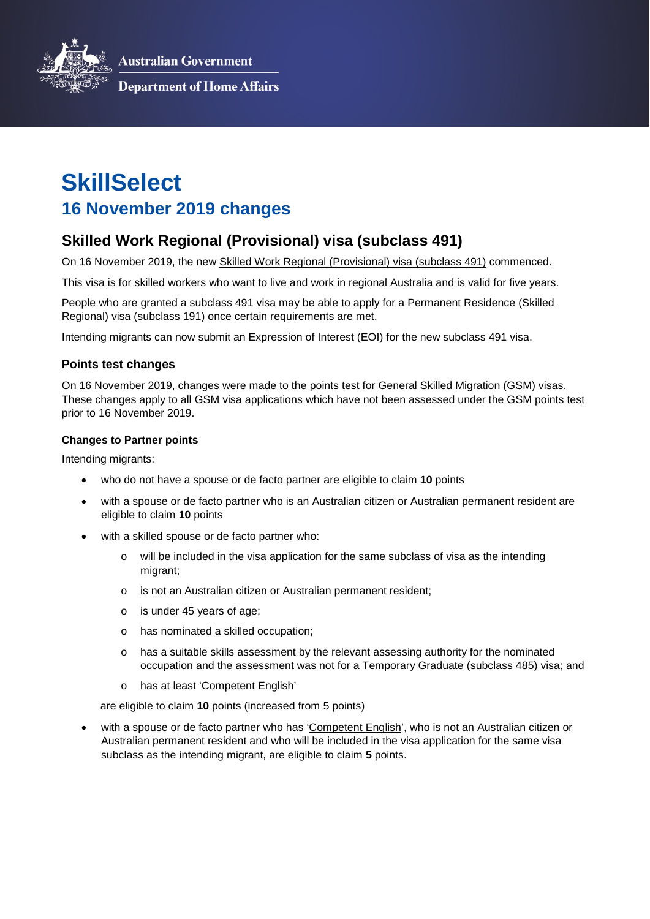Australian Government

Department of Home Affairs

# SkillSelect

## 16 November 2019 changes

## Skilled Work Regional (Provisional) visa (subclass 491)

On 16 November 2019, the new Skilled Work Regional (Provisional) visa (subclass 491) commenced.

This visa is for skilled workers who want to live and work in regional Australia and is valid for five years.

People who are granted a subclass 491 visa may be able to apply for a Permanent Residence (Skilled Regional) visa (subclass 191) once certain requirements are met.

Intending migrants can now submit an Expression of Interest (EOI) for the new subclass 491 visa.

### Points test changes

On 16 November 2019, changes were made to the points test for General Skilled Migration (GSM) visas. These changes apply to all GSM visa applications which have not been assessed under the GSM points test prior to 16 November 2019.

#### Changes to Partner points

Intending migrants:

- who do not have a spouse or de facto partner are eligible to claim **10** points
- with a spouse or de facto partner who is an Australian citizen or Australian permanent resident are eligible to claim **10** points
- with a skilled spouse or de facto partner who:
  - will be included in the visa application for the same subclass of visa as the intending migrant;
  - is not an Australian citizen or Australian permanent resident;
  - is under 45 years of age;
  - has nominated a skilled occupation;
  - has a suitable skills assessment by the relevant assessing authority for the nominated occupation and the assessment was not for a Temporary Graduate (subclass 485) visa; and
  - has at least 'Competent English'

  are eligible to claim **10** points (increased from 5 points)
- with a spouse or de facto partner who has 'Competent English', who is not an Australian citizen or Australian permanent resident and who will be included in the visa application for the same visa subclass as the intending migrant, are eligible to claim **5** points.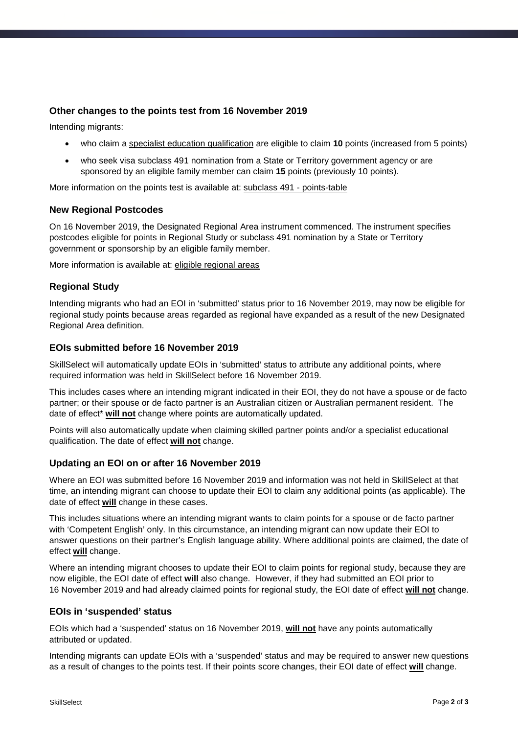### Other changes to the points test from 16 November 2019

Intending migrants:

- who claim a specialist education qualification are eligible to claim **10** points (increased from 5 points)
- who seek visa subclass 491 nomination from a State or Territory government agency or are sponsored by an eligible family member can claim **15** points (previously 10 points).

More information on the points test is available at: subclass 491 - points-table

### New Regional Postcodes

On 16 November 2019, the Designated Regional Area instrument commenced. The instrument specifies postcodes eligible for points in Regional Study or subclass 491 nomination by a State or Territory government or sponsorship by an eligible family member.

More information is available at: eligible regional areas

### Regional Study

Intending migrants who had an EOI in 'submitted' status prior to 16 November 2019, may now be eligible for regional study points because areas regarded as regional have expanded as a result of the new Designated Regional Area definition.

### EOIs submitted before 16 November 2019

SkillSelect will automatically update EOIs in 'submitted' status to attribute any additional points, where required information was held in SkillSelect before 16 November 2019.

This includes cases where an intending migrant indicated in their EOI, they do not have a spouse or de facto partner; or their spouse or de facto partner is an Australian citizen or Australian permanent resident. The date of effect* **will not** change where points are automatically updated.

Points will also automatically update when claiming skilled partner points and/or a specialist educational qualification. The date of effect **will not** change.

### Updating an EOI on or after 16 November 2019

Where an EOI was submitted before 16 November 2019 and information was not held in SkillSelect at that time, an intending migrant can choose to update their EOI to claim any additional points (as applicable). The date of effect **will** change in these cases.

This includes situations where an intending migrant wants to claim points for a spouse or de facto partner with 'Competent English' only. In this circumstance, an intending migrant can now update their EOI to answer questions on their partner's English language ability. Where additional points are claimed, the date of effect **will** change.

Where an intending migrant chooses to update their EOI to claim points for regional study, because they are now eligible, the EOI date of effect **will** also change. However, if they had submitted an EOI prior to 16 November 2019 and had already claimed points for regional study, the EOI date of effect **will not** change.

### EOIs in 'suspended' status

EOIs which had a 'suspended' status on 16 November 2019, **will not** have any points automatically attributed or updated.

Intending migrants can update EOIs with a 'suspended' status and may be required to answer new questions as a result of changes to the points test. If their points score changes, their EOI date of effect **will** change.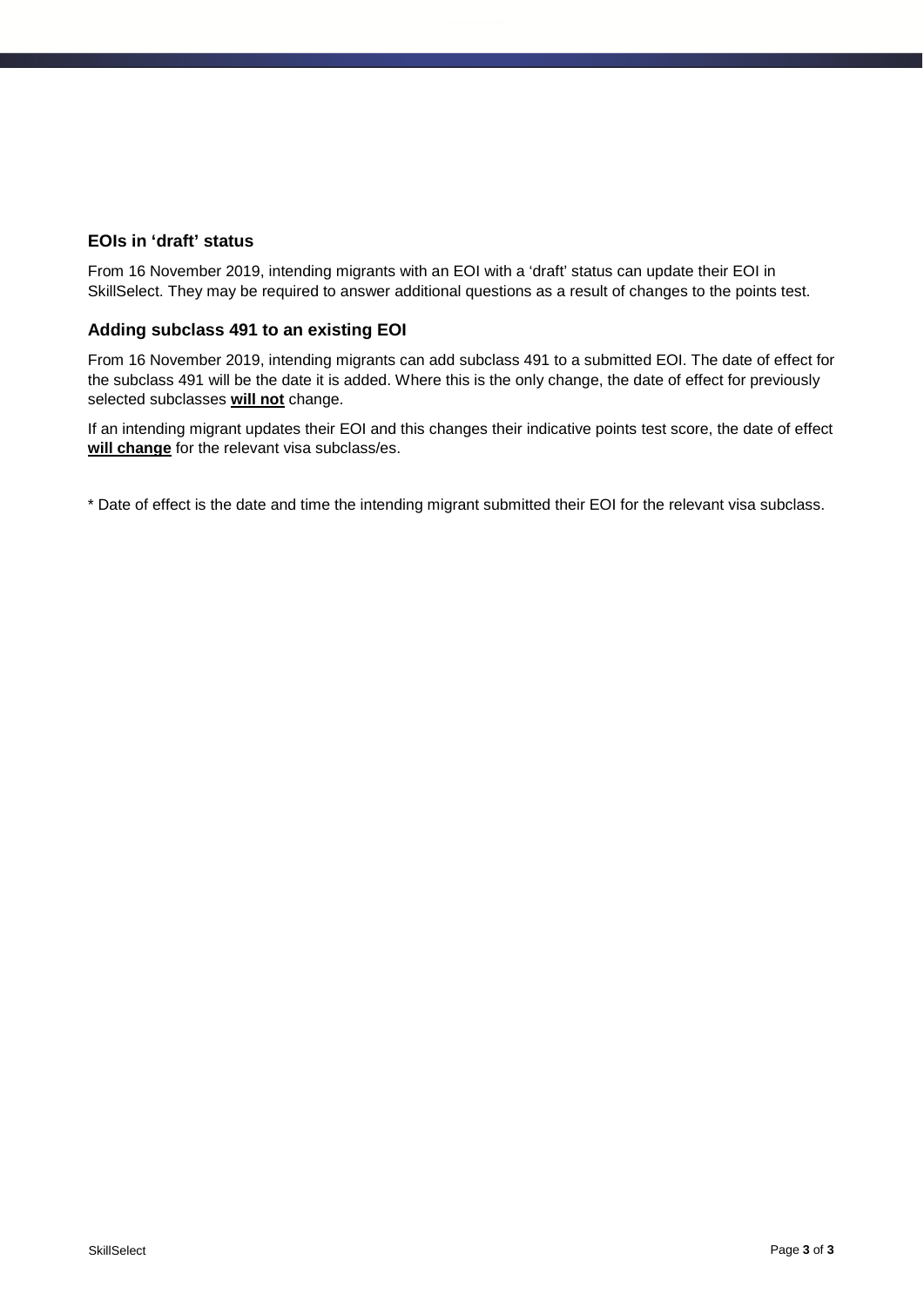### EOIs in ‘draft’ status

From 16 November 2019, intending migrants with an EOI with a ‘draft’ status can update their EOI in SkillSelect. They may be required to answer additional questions as a result of changes to the points test.

### Adding subclass 491 to an existing EOI

From 16 November 2019, intending migrants can add subclass 491 to a submitted EOI. The date of effect for the subclass 491 will be the date it is added. Where this is the only change, the date of effect for previously selected subclasses **will not** change.

If an intending migrant updates their EOI and this changes their indicative points test score, the date of effect **will change** for the relevant visa subclass/es.

* Date of effect is the date and time the intending migrant submitted their EOI for the relevant visa subclass.